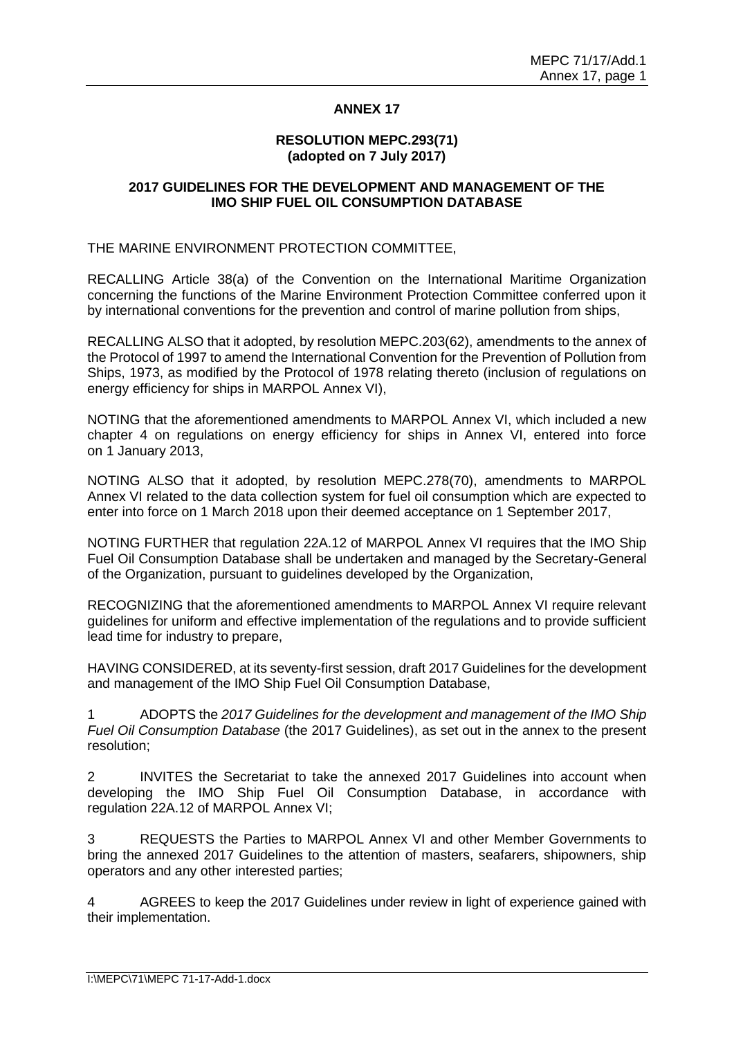# ANNEX 17

## RESOLUTION MEPC.293(71)
**(adopted on 7 July 2017)**

## 2017 GUIDELINES FOR THE DEVELOPMENT AND MANAGEMENT OF THE IMO SHIP FUEL OIL CONSUMPTION DATABASE

THE MARINE ENVIRONMENT PROTECTION COMMITTEE,

RECALLING Article 38(a) of the Convention on the International Maritime Organization concerning the functions of the Marine Environment Protection Committee conferred upon it by international conventions for the prevention and control of marine pollution from ships,

RECALLING ALSO that it adopted, by resolution MEPC.203(62), amendments to the annex of the Protocol of 1997 to amend the International Convention for the Prevention of Pollution from Ships, 1973, as modified by the Protocol of 1978 relating thereto (inclusion of regulations on energy efficiency for ships in MARPOL Annex VI),

NOTING that the aforementioned amendments to MARPOL Annex VI, which included a new chapter 4 on regulations on energy efficiency for ships in Annex VI, entered into force on 1 January 2013,

NOTING ALSO that it adopted, by resolution MEPC.278(70), amendments to MARPOL Annex VI related to the data collection system for fuel oil consumption which are expected to enter into force on 1 March 2018 upon their deemed acceptance on 1 September 2017,

NOTING FURTHER that regulation 22A.12 of MARPOL Annex VI requires that the IMO Ship Fuel Oil Consumption Database shall be undertaken and managed by the Secretary-General of the Organization, pursuant to guidelines developed by the Organization,

RECOGNIZING that the aforementioned amendments to MARPOL Annex VI require relevant guidelines for uniform and effective implementation of the regulations and to provide sufficient lead time for industry to prepare,

HAVING CONSIDERED, at its seventy-first session, draft 2017 Guidelines for the development and management of the IMO Ship Fuel Oil Consumption Database,

1 ADOPTS the *2017 Guidelines for the development and management of the IMO Ship Fuel Oil Consumption Database* (the 2017 Guidelines), as set out in the annex to the present resolution;

2 INVITES the Secretariat to take the annexed 2017 Guidelines into account when developing the IMO Ship Fuel Oil Consumption Database, in accordance with regulation 22A.12 of MARPOL Annex VI;

3 REQUESTS the Parties to MARPOL Annex VI and other Member Governments to bring the annexed 2017 Guidelines to the attention of masters, seafarers, shipowners, ship operators and any other interested parties;

4 AGREES to keep the 2017 Guidelines under review in light of experience gained with their implementation.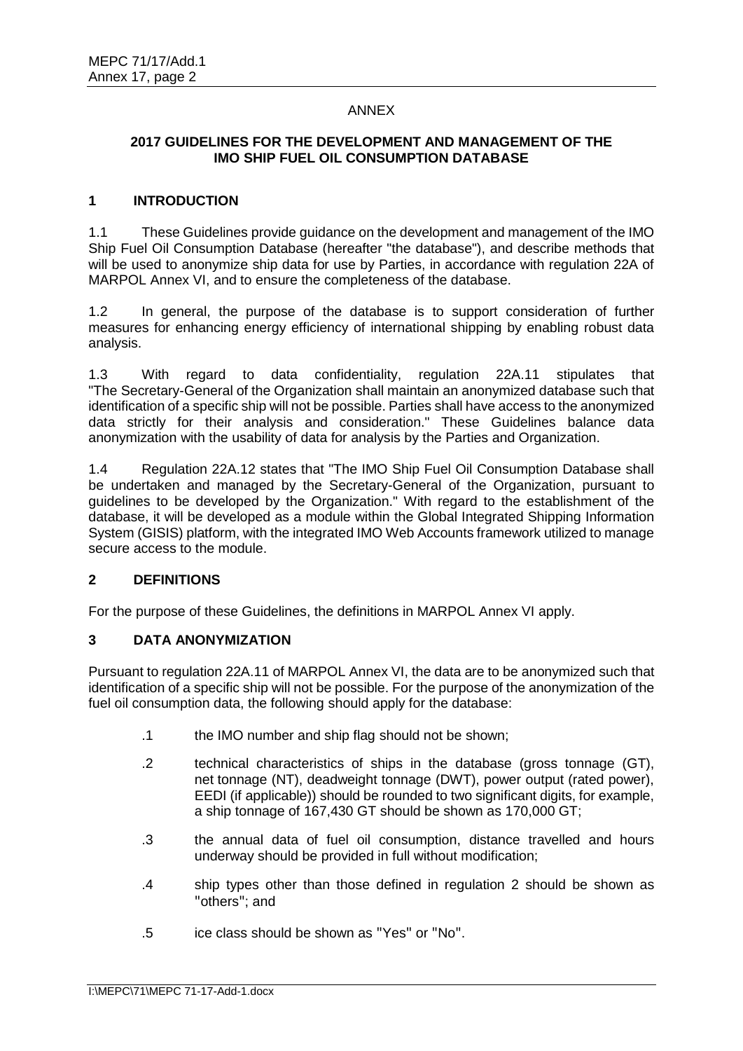ANNEX

## 2017 GUIDELINES FOR THE DEVELOPMENT AND MANAGEMENT OF THE IMO SHIP FUEL OIL CONSUMPTION DATABASE

### 1 INTRODUCTION

1.1 These Guidelines provide guidance on the development and management of the IMO Ship Fuel Oil Consumption Database (hereafter "the database"), and describe methods that will be used to anonymize ship data for use by Parties, in accordance with regulation 22A of MARPOL Annex VI, and to ensure the completeness of the database.

1.2 In general, the purpose of the database is to support consideration of further measures for enhancing energy efficiency of international shipping by enabling robust data analysis.

1.3 With regard to data confidentiality, regulation 22A.11 stipulates that "The Secretary-General of the Organization shall maintain an anonymized database such that identification of a specific ship will not be possible. Parties shall have access to the anonymized data strictly for their analysis and consideration." These Guidelines balance data anonymization with the usability of data for analysis by the Parties and Organization.

1.4 Regulation 22A.12 states that "The IMO Ship Fuel Oil Consumption Database shall be undertaken and managed by the Secretary-General of the Organization, pursuant to guidelines to be developed by the Organization." With regard to the establishment of the database, it will be developed as a module within the Global Integrated Shipping Information System (GISIS) platform, with the integrated IMO Web Accounts framework utilized to manage secure access to the module.

### 2 DEFINITIONS

For the purpose of these Guidelines, the definitions in MARPOL Annex VI apply.

### 3 DATA ANONYMIZATION

Pursuant to regulation 22A.11 of MARPOL Annex VI, the data are to be anonymized such that identification of a specific ship will not be possible. For the purpose of the anonymization of the fuel oil consumption data, the following should apply for the database:

- .1 the IMO number and ship flag should not be shown;
- .2 technical characteristics of ships in the database (gross tonnage (GT), net tonnage (NT), deadweight tonnage (DWT), power output (rated power), EEDI (if applicable)) should be rounded to two significant digits, for example, a ship tonnage of 167,430 GT should be shown as 170,000 GT;
- .3 the annual data of fuel oil consumption, distance travelled and hours underway should be provided in full without modification;
- .4 ship types other than those defined in regulation 2 should be shown as "others"; and
- .5 ice class should be shown as "Yes" or "No".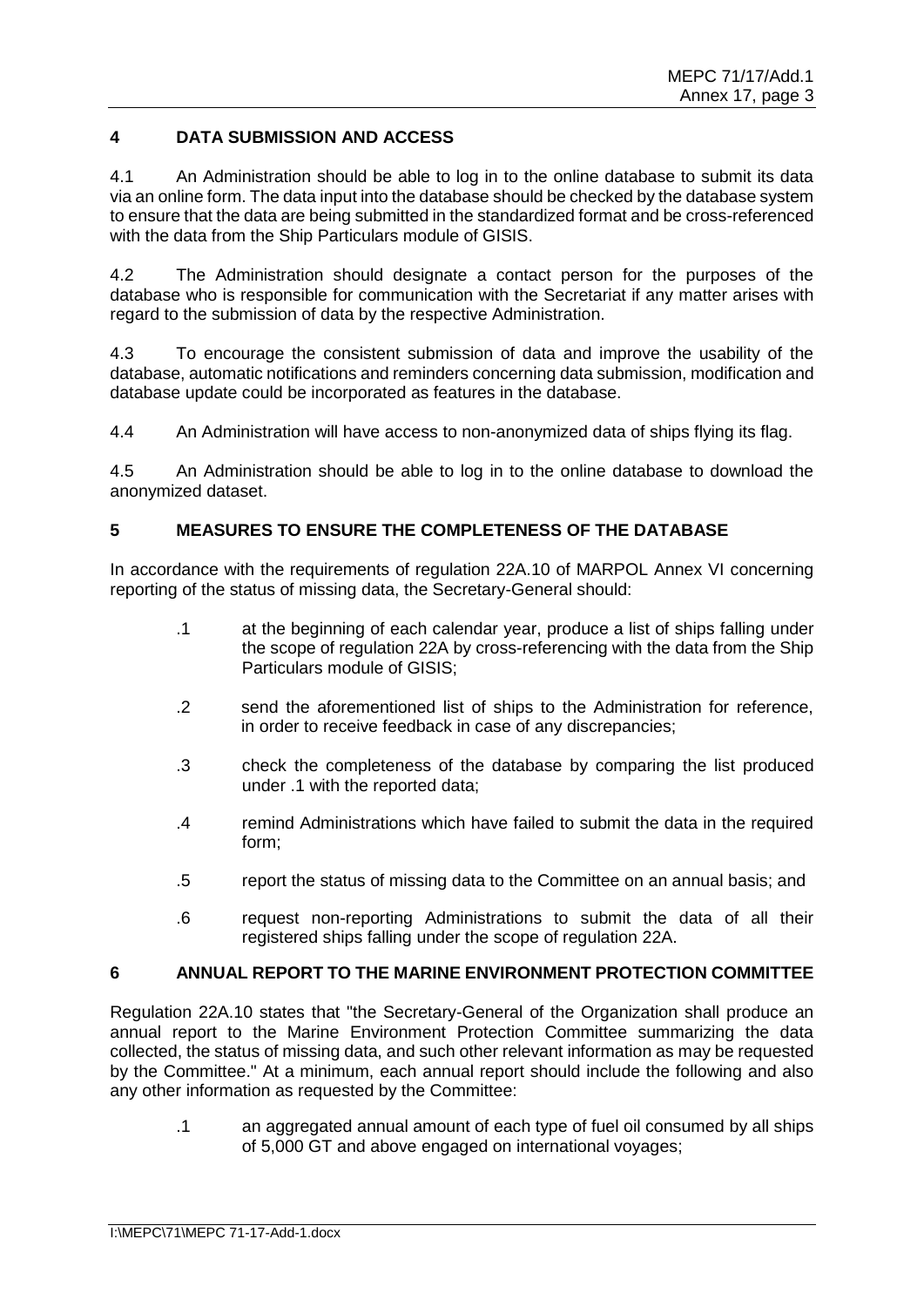## 4 DATA SUBMISSION AND ACCESS

4.1 An Administration should be able to log in to the online database to submit its data via an online form. The data input into the database should be checked by the database system to ensure that the data are being submitted in the standardized format and be cross-referenced with the data from the Ship Particulars module of GISIS.

4.2 The Administration should designate a contact person for the purposes of the database who is responsible for communication with the Secretariat if any matter arises with regard to the submission of data by the respective Administration.

4.3 To encourage the consistent submission of data and improve the usability of the database, automatic notifications and reminders concerning data submission, modification and database update could be incorporated as features in the database.

4.4 An Administration will have access to non-anonymized data of ships flying its flag.

4.5 An Administration should be able to log in to the online database to download the anonymized dataset.

## 5 MEASURES TO ENSURE THE COMPLETENESS OF THE DATABASE

In accordance with the requirements of regulation 22A.10 of MARPOL Annex VI concerning reporting of the status of missing data, the Secretary-General should:

.1 at the beginning of each calendar year, produce a list of ships falling under the scope of regulation 22A by cross-referencing with the data from the Ship Particulars module of GISIS;

.2 send the aforementioned list of ships to the Administration for reference, in order to receive feedback in case of any discrepancies;

.3 check the completeness of the database by comparing the list produced under .1 with the reported data;

.4 remind Administrations which have failed to submit the data in the required form;

.5 report the status of missing data to the Committee on an annual basis; and

.6 request non-reporting Administrations to submit the data of all their registered ships falling under the scope of regulation 22A.

## 6 ANNUAL REPORT TO THE MARINE ENVIRONMENT PROTECTION COMMITTEE

Regulation 22A.10 states that "the Secretary-General of the Organization shall produce an annual report to the Marine Environment Protection Committee summarizing the data collected, the status of missing data, and such other relevant information as may be requested by the Committee." At a minimum, each annual report should include the following and also any other information as requested by the Committee:

.1 an aggregated annual amount of each type of fuel oil consumed by all ships of 5,000 GT and above engaged on international voyages;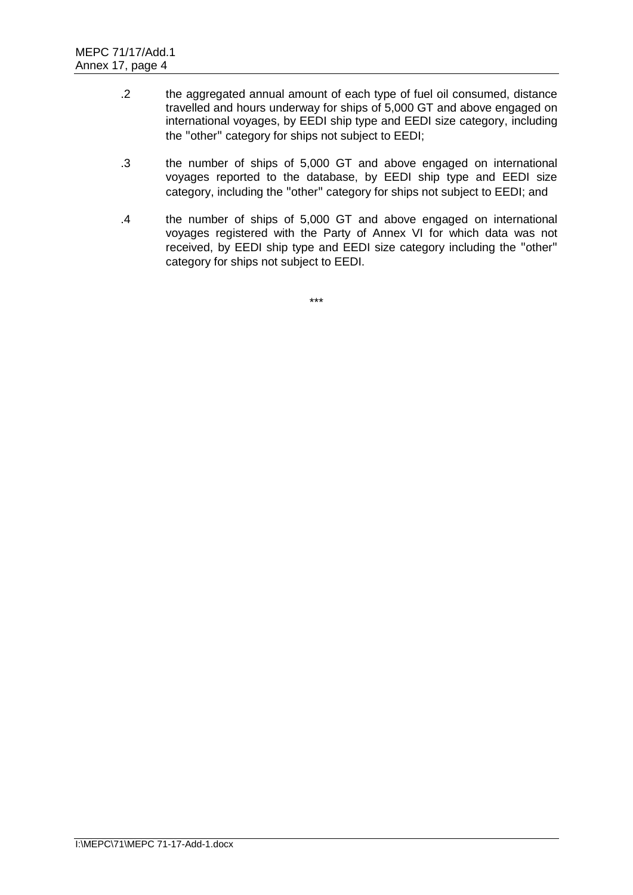.2 the aggregated annual amount of each type of fuel oil consumed, distance travelled and hours underway for ships of 5,000 GT and above engaged on international voyages, by EEDI ship type and EEDI size category, including the "other" category for ships not subject to EEDI;

.3 the number of ships of 5,000 GT and above engaged on international voyages reported to the database, by EEDI ship type and EEDI size category, including the "other" category for ships not subject to EEDI; and

.4 the number of ships of 5,000 GT and above engaged on international voyages registered with the Party of Annex VI for which data was not received, by EEDI ship type and EEDI size category including the "other" category for ships not subject to EEDI.

***